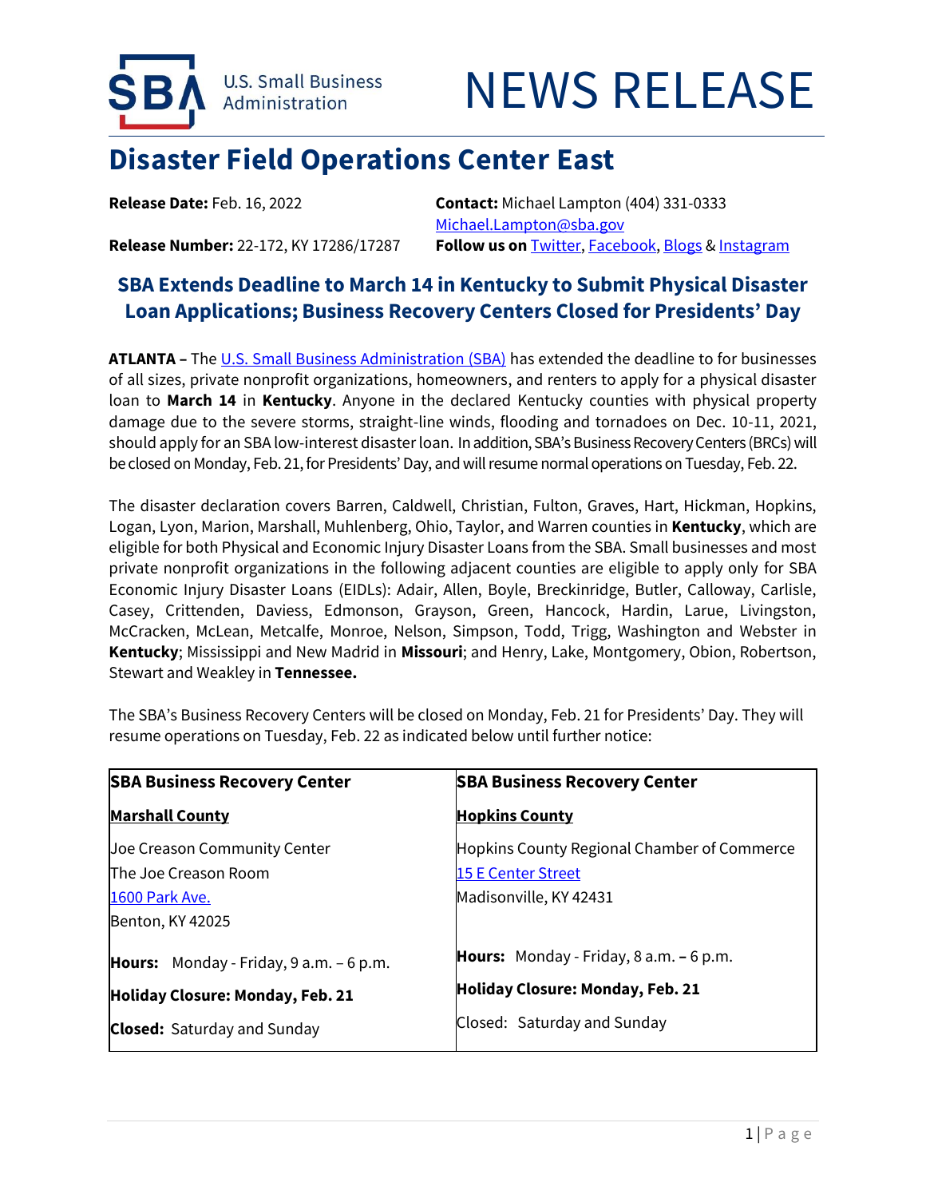U.S. Small Business Administration

# NEWS RELEASE

## Disaster Field Operations Center East

**Release Date:** Feb. 16, 2022

**Release Number:** 22-172, KY 17286/17287

**Contact:** Michael Lampton (404) 331-0333
Michael.Lampton@sba.gov

**Follow us on** Twitter, Facebook, Blogs & Instagram

### SBA Extends Deadline to March 14 in Kentucky to Submit Physical Disaster Loan Applications; Business Recovery Centers Closed for Presidents' Day

**ATLANTA –** The U.S. Small Business Administration (SBA) has extended the deadline to for businesses of all sizes, private nonprofit organizations, homeowners, and renters to apply for a physical disaster loan to **March 14** in **Kentucky**. Anyone in the declared Kentucky counties with physical property damage due to the severe storms, straight-line winds, flooding and tornadoes on Dec. 10-11, 2021, should apply for an SBA low-interest disaster loan. In addition, SBA's Business Recovery Centers (BRCs) will be closed on Monday, Feb. 21, for Presidents' Day, and will resume normal operations on Tuesday, Feb. 22.

The disaster declaration covers Barren, Caldwell, Christian, Fulton, Graves, Hart, Hickman, Hopkins, Logan, Lyon, Marion, Marshall, Muhlenberg, Ohio, Taylor, and Warren counties in **Kentucky**, which are eligible for both Physical and Economic Injury Disaster Loans from the SBA. Small businesses and most private nonprofit organizations in the following adjacent counties are eligible to apply only for SBA Economic Injury Disaster Loans (EIDLs): Adair, Allen, Boyle, Breckinridge, Butler, Calloway, Carlisle, Casey, Crittenden, Daviess, Edmonson, Grayson, Green, Hancock, Hardin, Larue, Livingston, McCracken, McLean, Metcalfe, Monroe, Nelson, Simpson, Todd, Trigg, Washington and Webster in **Kentucky**; Mississippi and New Madrid in **Missouri**; and Henry, Lake, Montgomery, Obion, Robertson, Stewart and Weakley in **Tennessee.**

The SBA's Business Recovery Centers will be closed on Monday, Feb. 21 for Presidents' Day. They will resume operations on Tuesday, Feb. 22 as indicated below until further notice:

| **SBA Business Recovery Center** | **SBA Business Recovery Center** |
|---|---|
| **Marshall County** | **Hopkins County** |
| Joe Creason Community Center<br>The Joe Creason Room<br>1600 Park Ave.<br>Benton, KY 42025 | Hopkins County Regional Chamber of Commerce<br>15 E Center Street<br>Madisonville, KY 42431 |
| **Hours:** Monday - Friday, 9 a.m. – 6 p.m. | **Hours:** Monday - Friday, 8 a.m. – 6 p.m. |
| **Holiday Closure: Monday, Feb. 21** | **Holiday Closure: Monday, Feb. 21** |
| **Closed:** Saturday and Sunday | Closed: Saturday and Sunday |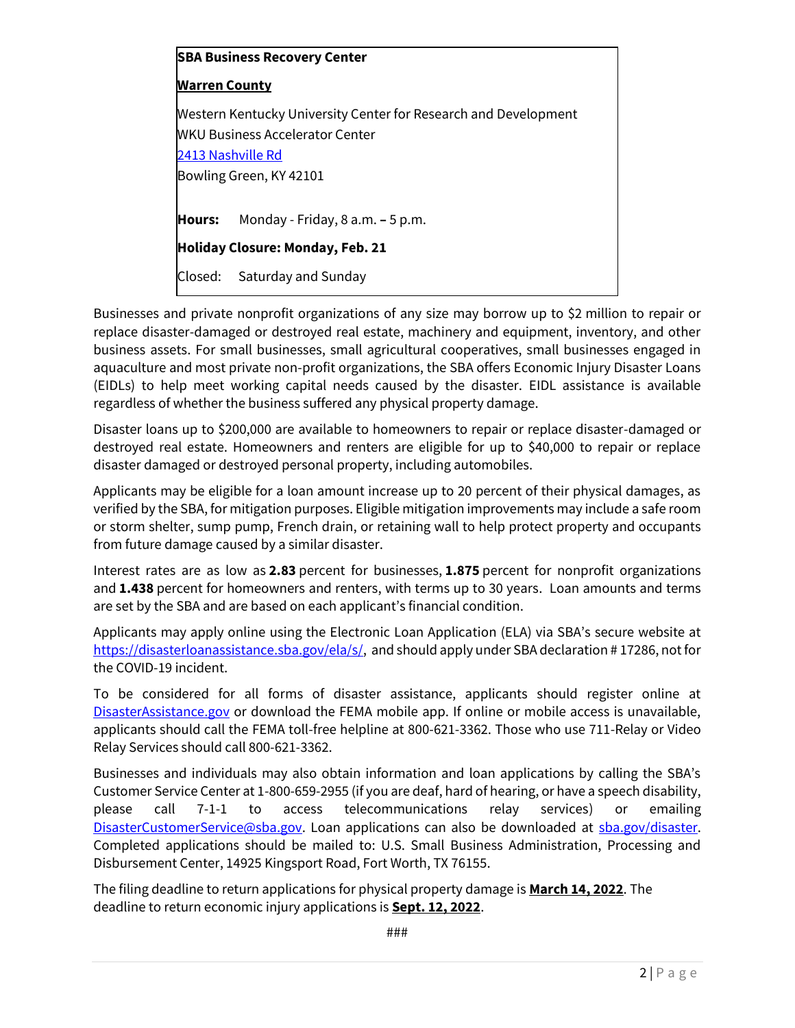**SBA Business Recovery Center**

**Warren County**

Western Kentucky University Center for Research and Development
WKU Business Accelerator Center
2413 Nashville Rd
Bowling Green, KY 42101

**Hours:** Monday - Friday, 8 a.m. **–** 5 p.m.

**Holiday Closure: Monday, Feb. 21**

Closed: Saturday and Sunday

Businesses and private nonprofit organizations of any size may borrow up to $2 million to repair or replace disaster-damaged or destroyed real estate, machinery and equipment, inventory, and other business assets. For small businesses, small agricultural cooperatives, small businesses engaged in aquaculture and most private non-profit organizations, the SBA offers Economic Injury Disaster Loans (EIDLs) to help meet working capital needs caused by the disaster. EIDL assistance is available regardless of whether the business suffered any physical property damage.

Disaster loans up to $200,000 are available to homeowners to repair or replace disaster-damaged or destroyed real estate. Homeowners and renters are eligible for up to $40,000 to repair or replace disaster damaged or destroyed personal property, including automobiles.

Applicants may be eligible for a loan amount increase up to 20 percent of their physical damages, as verified by the SBA, for mitigation purposes. Eligible mitigation improvements may include a safe room or storm shelter, sump pump, French drain, or retaining wall to help protect property and occupants from future damage caused by a similar disaster.

Interest rates are as low as **2.83** percent for businesses, **1.875** percent for nonprofit organizations and **1.438** percent for homeowners and renters, with terms up to 30 years. Loan amounts and terms are set by the SBA and are based on each applicant's financial condition.

Applicants may apply online using the Electronic Loan Application (ELA) via SBA's secure website at https://disasterloanassistance.sba.gov/ela/s/, and should apply under SBA declaration # 17286, not for the COVID-19 incident.

To be considered for all forms of disaster assistance, applicants should register online at DisasterAssistance.gov or download the FEMA mobile app. If online or mobile access is unavailable, applicants should call the FEMA toll-free helpline at 800-621-3362. Those who use 711-Relay or Video Relay Services should call 800-621-3362.

Businesses and individuals may also obtain information and loan applications by calling the SBA's Customer Service Center at 1-800-659-2955 (if you are deaf, hard of hearing, or have a speech disability, please call 7-1-1 to access telecommunications relay services) or emailing DisasterCustomerService@sba.gov. Loan applications can also be downloaded at sba.gov/disaster. Completed applications should be mailed to: U.S. Small Business Administration, Processing and Disbursement Center, 14925 Kingsport Road, Fort Worth, TX 76155.

The filing deadline to return applications for physical property damage is **March 14, 2022**. The deadline to return economic injury applications is **Sept. 12, 2022**.

###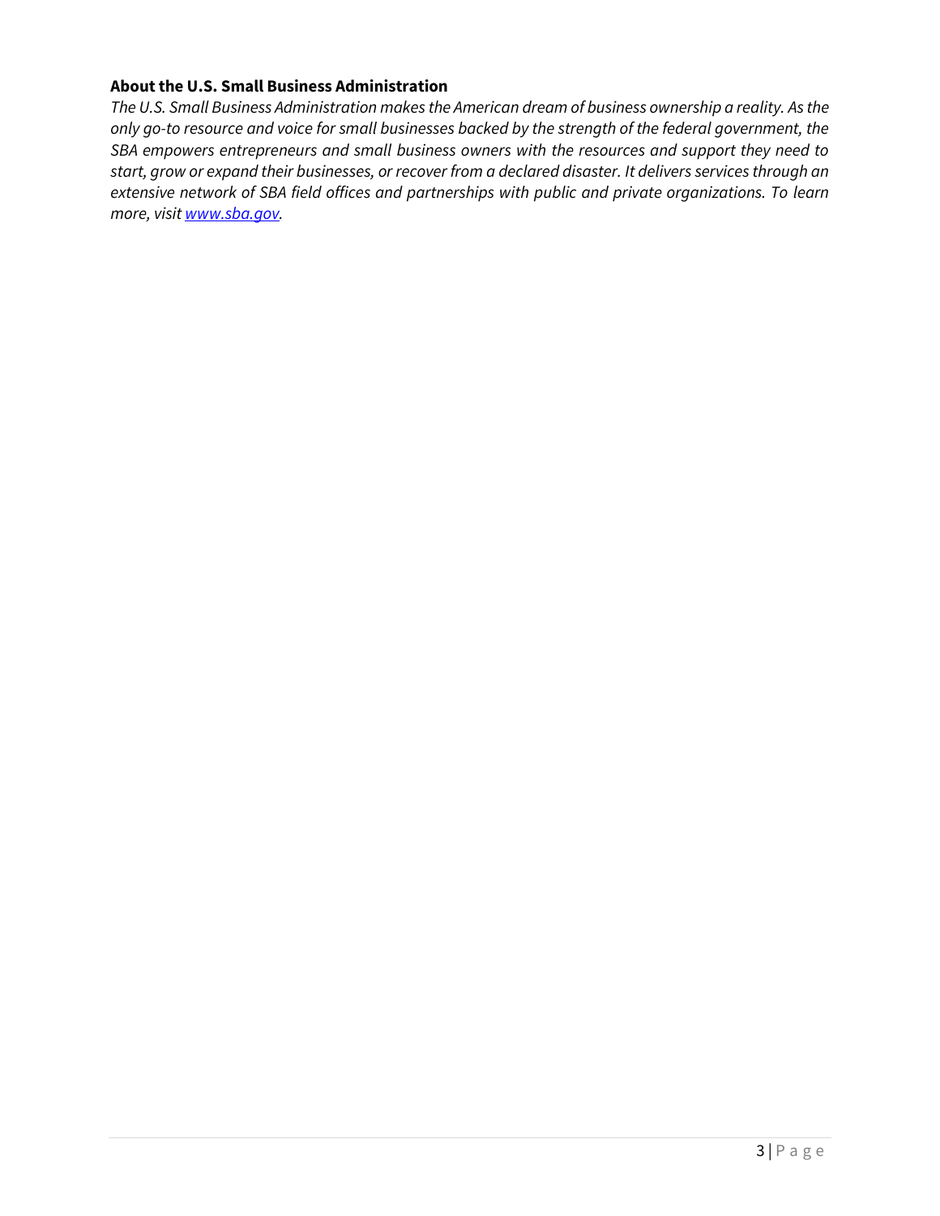**About the U.S. Small Business Administration**

*The U.S. Small Business Administration makes the American dream of business ownership a reality. As the only go-to resource and voice for small businesses backed by the strength of the federal government, the SBA empowers entrepreneurs and small business owners with the resources and support they need to start, grow or expand their businesses, or recover from a declared disaster. It delivers services through an extensive network of SBA field offices and partnerships with public and private organizations. To learn more, visit [www.sba.gov](http://www.sba.gov).*